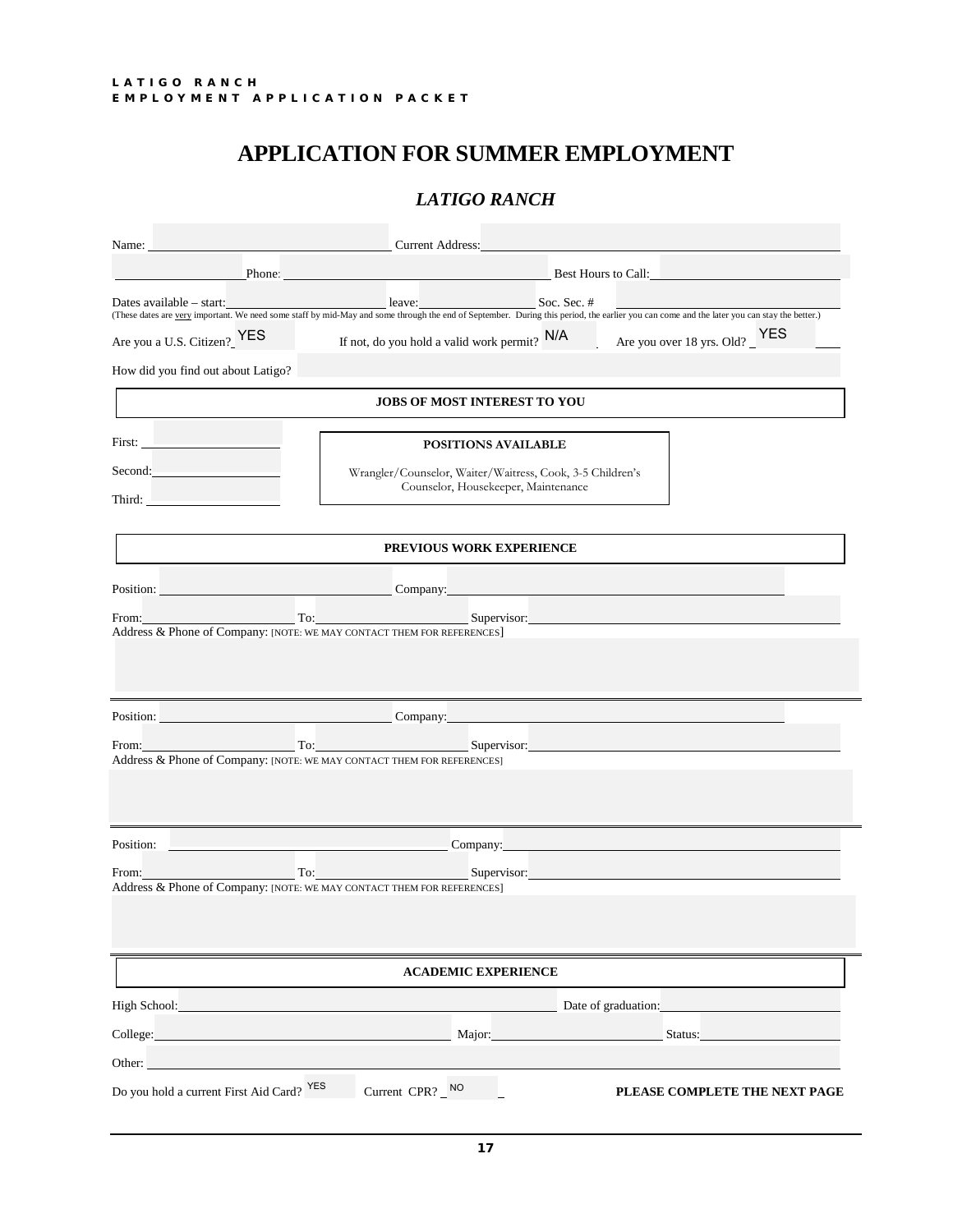# APPLICATION FOR SUMMER EMPLOYMENT

## *LATIGO RANCH*

Name: ______________________ Current Address: ______________________

______________ Phone: ______________________ Best Hours to Call: ______________

Dates available – start: ______________ leave: ______________ Soc. Sec. # ______________

(These dates are very important. We need some staff by mid-May and some through the end of September. During this period, the earlier you can come and the later you can stay the better.)

Are you a U.S. Citizen? YES If not, do you hold a valid work permit? N/A Are you over 18 yrs. Old? YES

How did you find out about Latigo? ______________________

### JOBS OF MOST INTEREST TO YOU

First: ______________

Second: ______________

Third: ______________

**POSITIONS AVAILABLE**

Wrangler/Counselor, Waiter/Waitress, Cook, 3-5 Children's Counselor, Housekeeper, Maintenance

### PREVIOUS WORK EXPERIENCE

Position: ______________________ Company: ______________________

From: ______________ To: ______________ Supervisor: ______________

Address & Phone of Company: [NOTE: WE MAY CONTACT THEM FOR REFERENCES]

---

Position: ______________________ Company: ______________________

From: ______________ To: ______________ Supervisor: ______________

Address & Phone of Company: [NOTE: WE MAY CONTACT THEM FOR REFERENCES]

---

Position: ______________________ Company: ______________________

From: ______________ To: ______________ Supervisor: ______________

Address & Phone of Company: [NOTE: WE MAY CONTACT THEM FOR REFERENCES]

---

### ACADEMIC EXPERIENCE

High School: ______________________ Date of graduation: ______________

College: ______________________ Major: ______________ Status: ______________

Other: ______________________

Do you hold a current First Aid Card? YES Current CPR? NO

**PLEASE COMPLETE THE NEXT PAGE**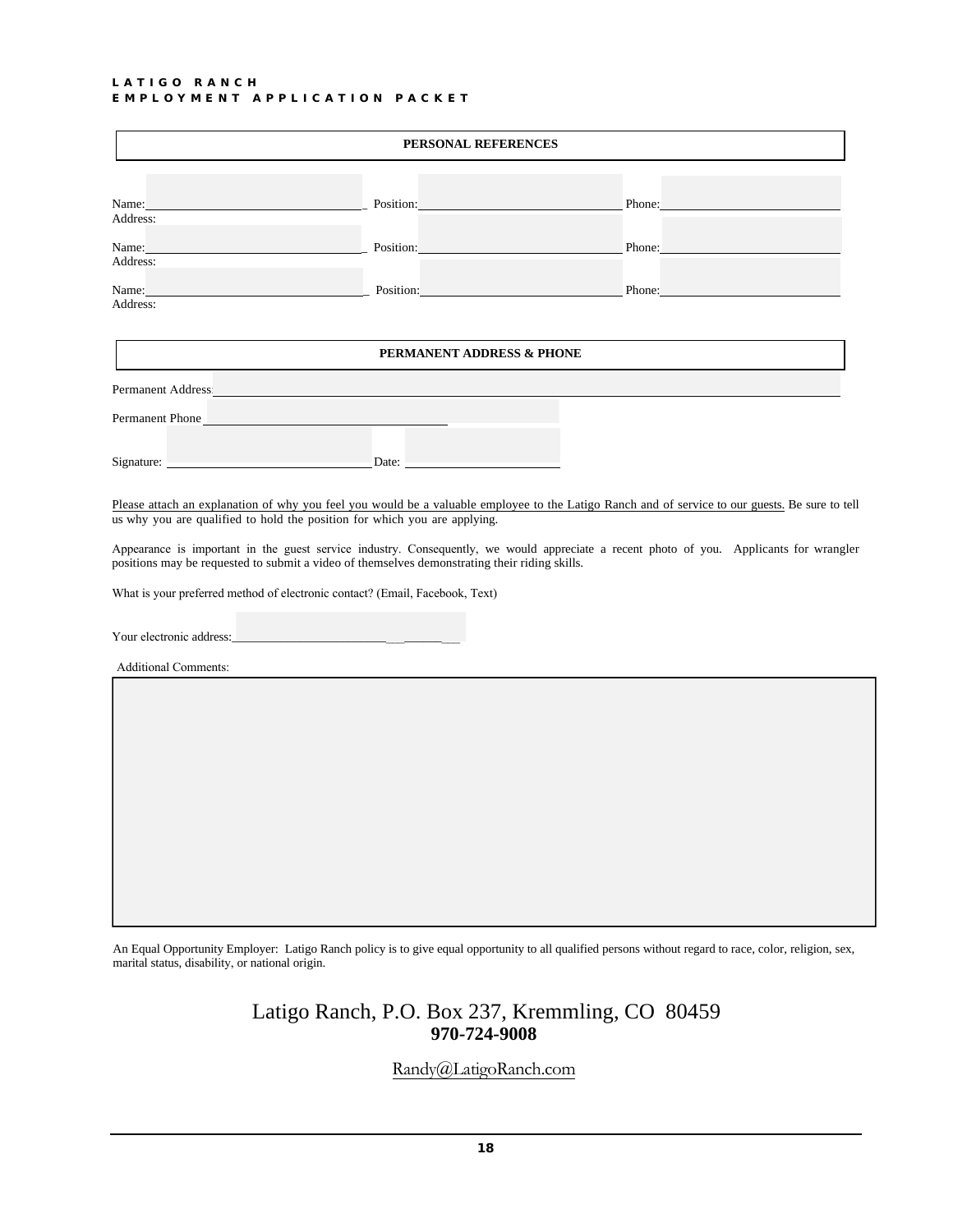**PERSONAL REFERENCES**

Name:\_\_\_\_\_\_\_\_\_\_\_\_\_\_\_\_\_\_\_\_\_\_\_\_\_\_\_\_\_\_ Position:\_\_\_\_\_\_\_\_\_\_\_\_\_\_\_\_\_\_\_\_\_\_\_\_\_\_\_\_ Phone:\_\_\_\_\_\_\_\_\_\_\_\_\_\_\_\_\_\_\_\_\_\_\_\_\_\_
Address:

Name:\_\_\_\_\_\_\_\_\_\_\_\_\_\_\_\_\_\_\_\_\_\_\_\_\_\_\_\_\_\_ Position:\_\_\_\_\_\_\_\_\_\_\_\_\_\_\_\_\_\_\_\_\_\_\_\_\_\_\_\_ Phone:\_\_\_\_\_\_\_\_\_\_\_\_\_\_\_\_\_\_\_\_\_\_\_\_\_\_
Address:

Name:\_\_\_\_\_\_\_\_\_\_\_\_\_\_\_\_\_\_\_\_\_\_\_\_\_\_\_\_\_\_ Position:\_\_\_\_\_\_\_\_\_\_\_\_\_\_\_\_\_\_\_\_\_\_\_\_\_\_\_\_ Phone:\_\_\_\_\_\_\_\_\_\_\_\_\_\_\_\_\_\_\_\_\_\_\_\_\_\_
Address:

**PERMANENT ADDRESS & PHONE**

Permanent Address:\_\_\_\_\_\_\_\_\_\_\_\_\_\_\_\_\_\_\_\_\_\_\_\_\_\_\_\_\_\_\_\_\_\_\_\_\_\_\_\_\_\_\_\_\_\_\_\_\_\_\_\_\_\_\_\_\_\_\_\_\_\_\_\_\_\_\_\_\_\_\_\_\_\_\_\_

Permanent Phone \_\_\_\_\_\_\_\_\_\_\_\_\_\_\_\_\_\_\_\_\_\_\_\_\_\_\_\_\_\_\_\_\_\_\_

Signature: \_\_\_\_\_\_\_\_\_\_\_\_\_\_\_\_\_\_\_\_\_\_\_\_\_\_\_\_\_\_ Date: \_\_\_\_\_\_\_\_\_\_\_\_\_\_\_\_\_\_\_\_\_\_

Please attach an explanation of why you feel you would be a valuable employee to the Latigo Ranch and of service to our guests. Be sure to tell us why you are qualified to hold the position for which you are applying.

Appearance is important in the guest service industry. Consequently, we would appreciate a recent photo of you. Applicants for wrangler positions may be requested to submit a video of themselves demonstrating their riding skills.

What is your preferred method of electronic contact? (Email, Facebook, Text)

Your electronic address:\_\_\_\_\_\_\_\_\_\_\_\_\_\_\_\_\_\_\_\_\_\_\_\_\_\_\_\_\_\_\_\_\_\_\_\_

Additional Comments:

An Equal Opportunity Employer: Latigo Ranch policy is to give equal opportunity to all qualified persons without regard to race, color, religion, sex, marital status, disability, or national origin.

Latigo Ranch, P.O. Box 237, Kremmling, CO 80459
**970-724-9008**

Randy@LatigoRanch.com